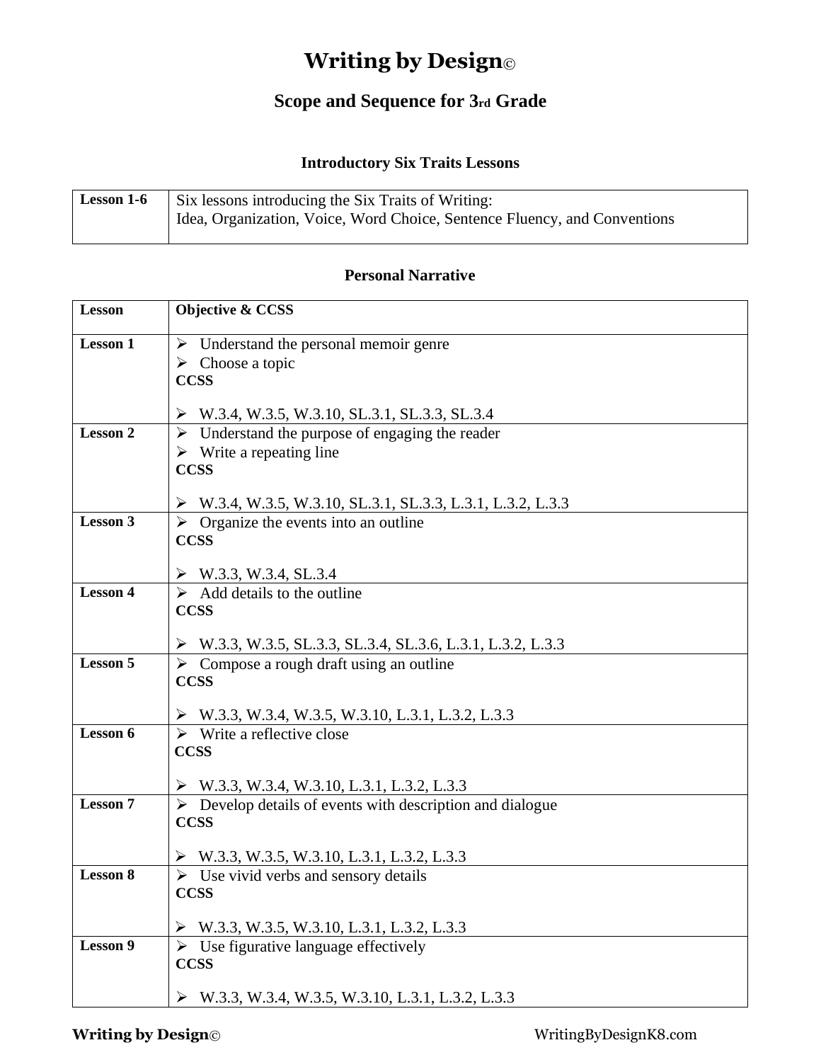# Writing by Design©

## Scope and Sequence for 3rd Grade

### Introductory Six Traits Lessons

| | |
|---|---|
| **Lesson 1-6** | Six lessons introducing the Six Traits of Writing:<br>Idea, Organization, Voice, Word Choice, Sentence Fluency, and Conventions |

### Personal Narrative

| Lesson | Objective & CCSS |
|---|---|
| **Lesson 1** | ➢ Understand the personal memoir genre<br>➢ Choose a topic<br>**CCSS**<br>➢ W.3.4, W.3.5, W.3.10, SL.3.1, SL.3.3, SL.3.4 |
| **Lesson 2** | ➢ Understand the purpose of engaging the reader<br>➢ Write a repeating line<br>**CCSS**<br>➢ W.3.4, W.3.5, W.3.10, SL.3.1, SL.3.3, L.3.1, L.3.2, L.3.3 |
| **Lesson 3** | ➢ Organize the events into an outline<br>**CCSS**<br>➢ W.3.3, W.3.4, SL.3.4 |
| **Lesson 4** | ➢ Add details to the outline<br>**CCSS**<br>➢ W.3.3, W.3.5, SL.3.3, SL.3.4, SL.3.6, L.3.1, L.3.2, L.3.3 |
| **Lesson 5** | ➢ Compose a rough draft using an outline<br>**CCSS**<br>➢ W.3.3, W.3.4, W.3.5, W.3.10, L.3.1, L.3.2, L.3.3 |
| **Lesson 6** | ➢ Write a reflective close<br>**CCSS**<br>➢ W.3.3, W.3.4, W.3.10, L.3.1, L.3.2, L.3.3 |
| **Lesson 7** | ➢ Develop details of events with description and dialogue<br>**CCSS**<br>➢ W.3.3, W.3.5, W.3.10, L.3.1, L.3.2, L.3.3 |
| **Lesson 8** | ➢ Use vivid verbs and sensory details<br>**CCSS**<br>➢ W.3.3, W.3.5, W.3.10, L.3.1, L.3.2, L.3.3 |
| **Lesson 9** | ➢ Use figurative language effectively<br>**CCSS**<br>➢ W.3.3, W.3.4, W.3.5, W.3.10, L.3.1, L.3.2, L.3.3 |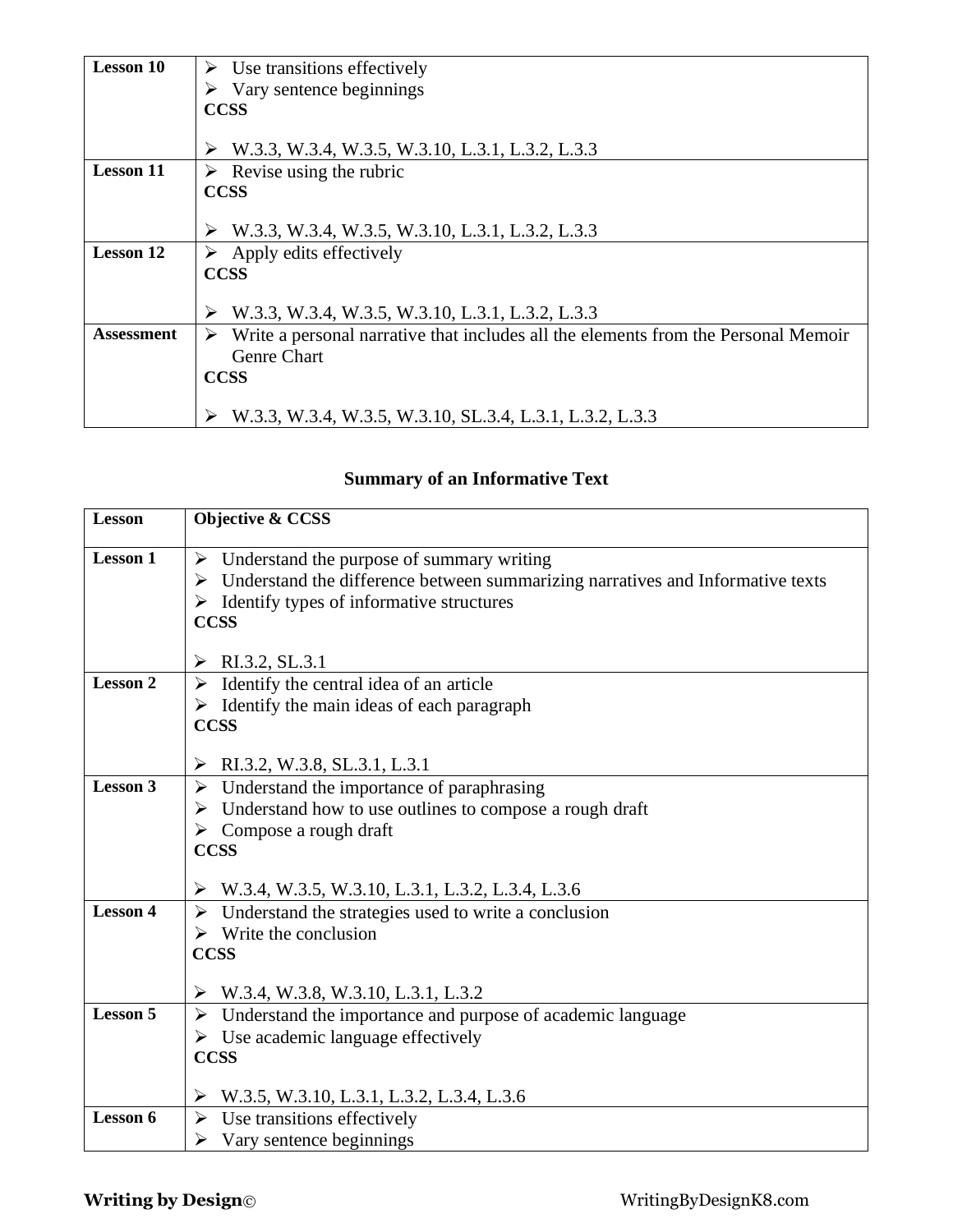| | |
|---|---|
| **Lesson 10** | ➢ Use transitions effectively<br>➢ Vary sentence beginnings<br>**CCSS**<br><br>➢ W.3.3, W.3.4, W.3.5, W.3.10, L.3.1, L.3.2, L.3.3 |
| **Lesson 11** | ➢ Revise using the rubric<br>**CCSS**<br><br>➢ W.3.3, W.3.4, W.3.5, W.3.10, L.3.1, L.3.2, L.3.3 |
| **Lesson 12** | ➢ Apply edits effectively<br>**CCSS**<br><br>➢ W.3.3, W.3.4, W.3.5, W.3.10, L.3.1, L.3.2, L.3.3 |
| **Assessment** | ➢ Write a personal narrative that includes all the elements from the Personal Memoir Genre Chart<br>**CCSS**<br><br>➢ W.3.3, W.3.4, W.3.5, W.3.10, SL.3.4, L.3.1, L.3.2, L.3.3 |

## Summary of an Informative Text

| Lesson | Objective & CCSS |
|---|---|
| **Lesson 1** | ➢ Understand the purpose of summary writing<br>➢ Understand the difference between summarizing narratives and Informative texts<br>➢ Identify types of informative structures<br>**CCSS**<br><br>➢ RI.3.2, SL.3.1 |
| **Lesson 2** | ➢ Identify the central idea of an article<br>➢ Identify the main ideas of each paragraph<br>**CCSS**<br><br>➢ RI.3.2, W.3.8, SL.3.1, L.3.1 |
| **Lesson 3** | ➢ Understand the importance of paraphrasing<br>➢ Understand how to use outlines to compose a rough draft<br>➢ Compose a rough draft<br>**CCSS**<br><br>➢ W.3.4, W.3.5, W.3.10, L.3.1, L.3.2, L.3.4, L.3.6 |
| **Lesson 4** | ➢ Understand the strategies used to write a conclusion<br>➢ Write the conclusion<br>**CCSS**<br><br>➢ W.3.4, W.3.8, W.3.10, L.3.1, L.3.2 |
| **Lesson 5** | ➢ Understand the importance and purpose of academic language<br>➢ Use academic language effectively<br>**CCSS**<br><br>➢ W.3.5, W.3.10, L.3.1, L.3.2, L.3.4, L.3.6 |
| **Lesson 6** | ➢ Use transitions effectively<br>➢ Vary sentence beginnings |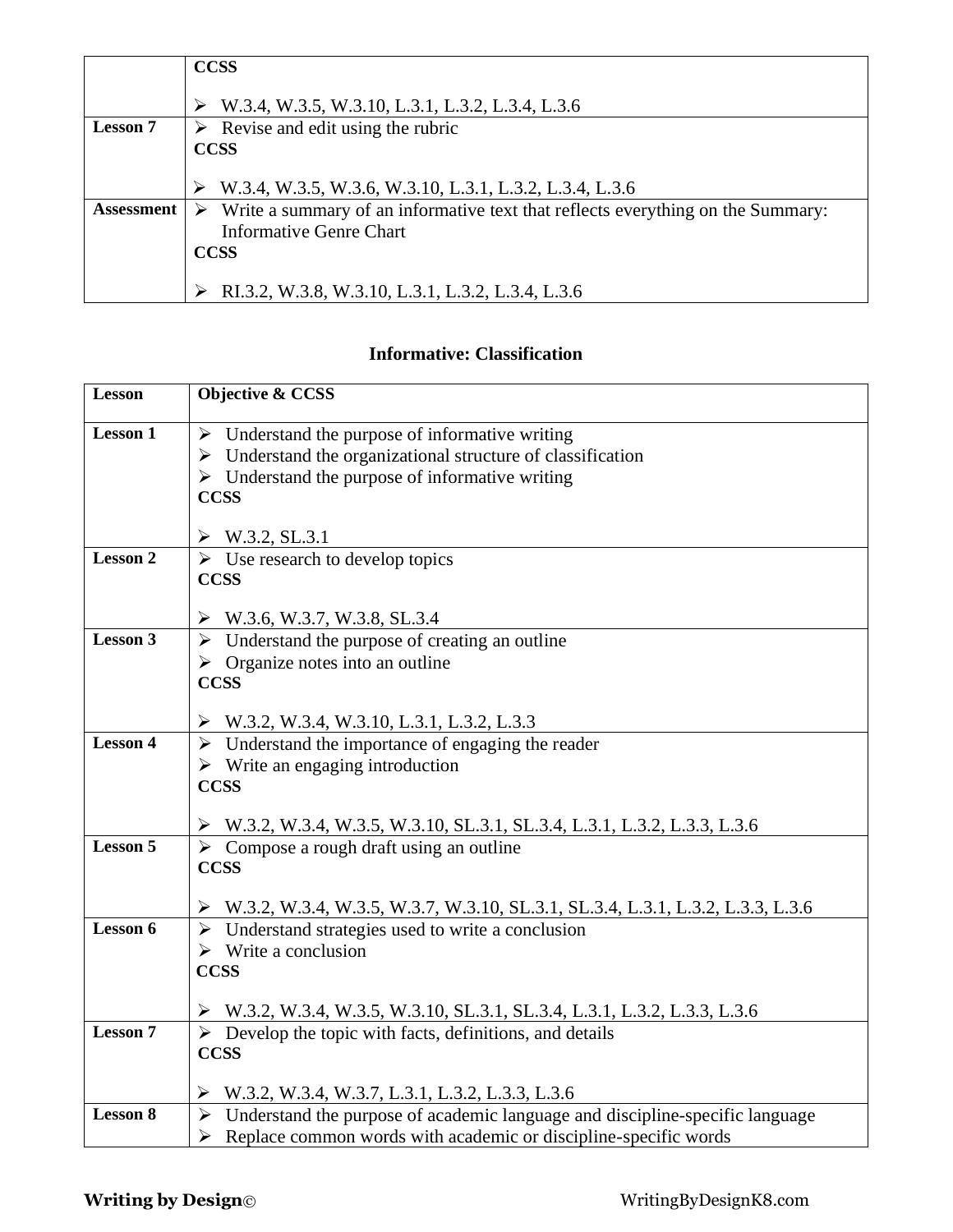| | |
|---|---|
| | **CCSS**<br><br>➢ W.3.4, W.3.5, W.3.10, L.3.1, L.3.2, L.3.4, L.3.6 |
| **Lesson 7** | ➢ Revise and edit using the rubric<br>**CCSS**<br><br>➢ W.3.4, W.3.5, W.3.6, W.3.10, L.3.1, L.3.2, L.3.4, L.3.6 |
| **Assessment** | ➢ Write a summary of an informative text that reflects everything on the Summary: Informative Genre Chart<br>**CCSS**<br><br>➢ RI.3.2, W.3.8, W.3.10, L.3.1, L.3.2, L.3.4, L.3.6 |

## Informative: Classification

| **Lesson** | **Objective & CCSS** |
|---|---|
| **Lesson 1** | ➢ Understand the purpose of informative writing<br>➢ Understand the organizational structure of classification<br>➢ Understand the purpose of informative writing<br>**CCSS**<br><br>➢ W.3.2, SL.3.1 |
| **Lesson 2** | ➢ Use research to develop topics<br>**CCSS**<br><br>➢ W.3.6, W.3.7, W.3.8, SL.3.4 |
| **Lesson 3** | ➢ Understand the purpose of creating an outline<br>➢ Organize notes into an outline<br>**CCSS**<br><br>➢ W.3.2, W.3.4, W.3.10, L.3.1, L.3.2, L.3.3 |
| **Lesson 4** | ➢ Understand the importance of engaging the reader<br>➢ Write an engaging introduction<br>**CCSS**<br><br>➢ W.3.2, W.3.4, W.3.5, W.3.10, SL.3.1, SL.3.4, L.3.1, L.3.2, L.3.3, L.3.6 |
| **Lesson 5** | ➢ Compose a rough draft using an outline<br>**CCSS**<br><br>➢ W.3.2, W.3.4, W.3.5, W.3.7, W.3.10, SL.3.1, SL.3.4, L.3.1, L.3.2, L.3.3, L.3.6 |
| **Lesson 6** | ➢ Understand strategies used to write a conclusion<br>➢ Write a conclusion<br>**CCSS**<br><br>➢ W.3.2, W.3.4, W.3.5, W.3.10, SL.3.1, SL.3.4, L.3.1, L.3.2, L.3.3, L.3.6 |
| **Lesson 7** | ➢ Develop the topic with facts, definitions, and details<br>**CCSS**<br><br>➢ W.3.2, W.3.4, W.3.7, L.3.1, L.3.2, L.3.3, L.3.6 |
| **Lesson 8** | ➢ Understand the purpose of academic language and discipline-specific language<br>➢ Replace common words with academic or discipline-specific words |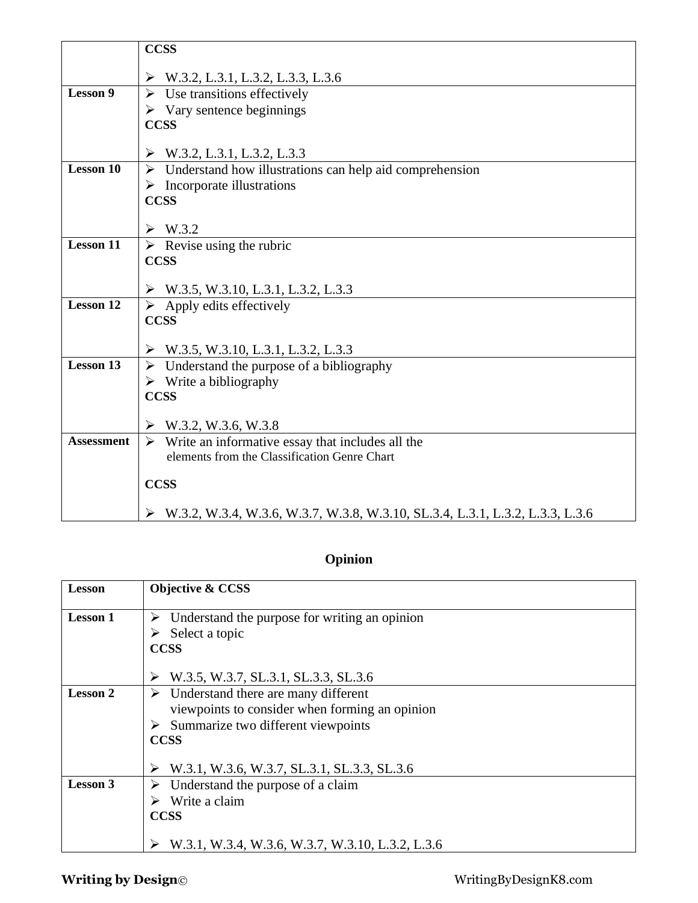| | |
|---|---|
| | **CCSS**<br><br>➢ W.3.2, L.3.1, L.3.2, L.3.3, L.3.6 |
| **Lesson 9** | ➢ Use transitions effectively<br>➢ Vary sentence beginnings<br>**CCSS**<br><br>➢ W.3.2, L.3.1, L.3.2, L.3.3 |
| **Lesson 10** | ➢ Understand how illustrations can help aid comprehension<br>➢ Incorporate illustrations<br>**CCSS**<br><br>➢ W.3.2 |
| **Lesson 11** | ➢ Revise using the rubric<br>**CCSS**<br><br>➢ W.3.5, W.3.10, L.3.1, L.3.2, L.3.3 |
| **Lesson 12** | ➢ Apply edits effectively<br>**CCSS**<br><br>➢ W.3.5, W.3.10, L.3.1, L.3.2, L.3.3 |
| **Lesson 13** | ➢ Understand the purpose of a bibliography<br>➢ Write a bibliography<br>**CCSS**<br><br>➢ W.3.2, W.3.6, W.3.8 |
| **Assessment** | ➢ Write an informative essay that includes all the elements from the Classification Genre Chart<br><br>**CCSS**<br><br>➢ W.3.2, W.3.4, W.3.6, W.3.7, W.3.8, W.3.10, SL.3.4, L.3.1, L.3.2, L.3.3, L.3.6 |

## Opinion

| Lesson | Objective & CCSS |
|---|---|
| **Lesson 1** | ➢ Understand the purpose for writing an opinion<br>➢ Select a topic<br>**CCSS**<br><br>➢ W.3.5, W.3.7, SL.3.1, SL.3.3, SL.3.6 |
| **Lesson 2** | ➢ Understand there are many different viewpoints to consider when forming an opinion<br>➢ Summarize two different viewpoints<br>**CCSS**<br><br>➢ W.3.1, W.3.6, W.3.7, SL.3.1, SL.3.3, SL.3.6 |
| **Lesson 3** | ➢ Understand the purpose of a claim<br>➢ Write a claim<br>**CCSS**<br><br>➢ W.3.1, W.3.4, W.3.6, W.3.7, W.3.10, L.3.2, L.3.6 |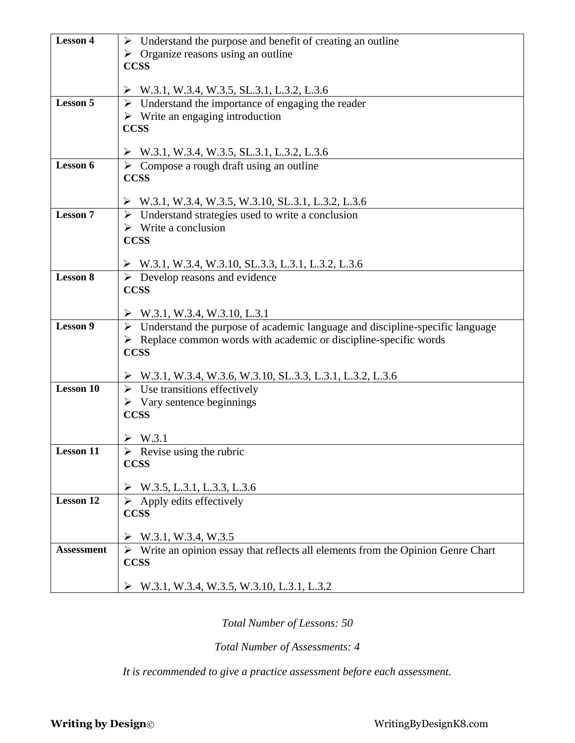| | |
|---|---|
| **Lesson 4** | ➢ Understand the purpose and benefit of creating an outline<br>➢ Organize reasons using an outline<br>**CCSS**<br><br>➢ W.3.1, W.3.4, W.3.5, SL.3.1, L.3.2, L.3.6 |
| **Lesson 5** | ➢ Understand the importance of engaging the reader<br>➢ Write an engaging introduction<br>**CCSS**<br><br>➢ W.3.1, W.3.4, W.3.5, SL.3.1, L.3.2, L.3.6 |
| **Lesson 6** | ➢ Compose a rough draft using an outline<br>**CCSS**<br><br>➢ W.3.1, W.3.4, W.3.5, W.3.10, SL.3.1, L.3.2, L.3.6 |
| **Lesson 7** | ➢ Understand strategies used to write a conclusion<br>➢ Write a conclusion<br>**CCSS**<br><br>➢ W.3.1, W.3.4, W.3.10, SL.3.3, L.3.1, L.3.2, L.3.6 |
| **Lesson 8** | ➢ Develop reasons and evidence<br>**CCSS**<br><br>➢ W.3.1, W.3.4, W.3.10, L.3.1 |
| **Lesson 9** | ➢ Understand the purpose of academic language and discipline-specific language<br>➢ Replace common words with academic or discipline-specific words<br>**CCSS**<br><br>➢ W.3.1, W.3.4, W.3.6, W.3.10, SL.3.3, L.3.1, L.3.2, L.3.6 |
| **Lesson 10** | ➢ Use transitions effectively<br>➢ Vary sentence beginnings<br>**CCSS**<br><br>➢ W.3.1 |
| **Lesson 11** | ➢ Revise using the rubric<br>**CCSS**<br><br>➢ W.3.5, L.3.1, L.3.3, L.3.6 |
| **Lesson 12** | ➢ Apply edits effectively<br>**CCSS**<br><br>➢ W.3.1, W.3.4, W.3.5 |
| **Assessment** | ➢ Write an opinion essay that reflects all elements from the Opinion Genre Chart<br>**CCSS**<br><br>➢ W.3.1, W.3.4, W.3.5, W.3.10, L.3.1, L.3.2 |

*Total Number of Lessons: 50*

*Total Number of Assessments: 4*

*It is recommended to give a practice assessment before each assessment.*